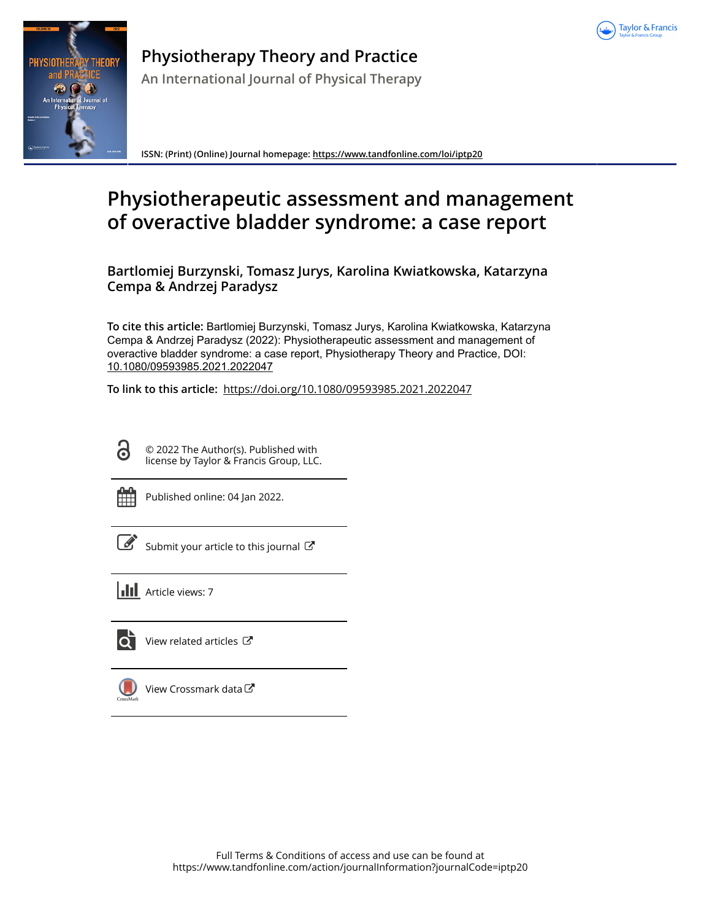# Physiotherapy Theory and Practice

An International Journal of Physical Therapy

ISSN: (Print) (Online) Journal homepage: https://www.tandfonline.com/loi/iptp20

# Physiotherapeutic assessment and management of overactive bladder syndrome: a case report

**Bartlomiej Burzynski, Tomasz Jurys, Karolina Kwiatkowska, Katarzyna Cempa & Andrzej Paradysz**

**To cite this article:** Bartlomiej Burzynski, Tomasz Jurys, Karolina Kwiatkowska, Katarzyna Cempa & Andrzej Paradysz (2022): Physiotherapeutic assessment and management of overactive bladder syndrome: a case report, Physiotherapy Theory and Practice, DOI: 10.1080/09593985.2021.2022047

**To link to this article:** https://doi.org/10.1080/09593985.2021.2022047

© 2022 The Author(s). Published with license by Taylor & Francis Group, LLC.

Published online: 04 Jan 2022.

Submit your article to this journal

Article views: 7

View related articles

View Crossmark data

Full Terms & Conditions of access and use can be found at https://www.tandfonline.com/action/journalInformation?journalCode=iptp20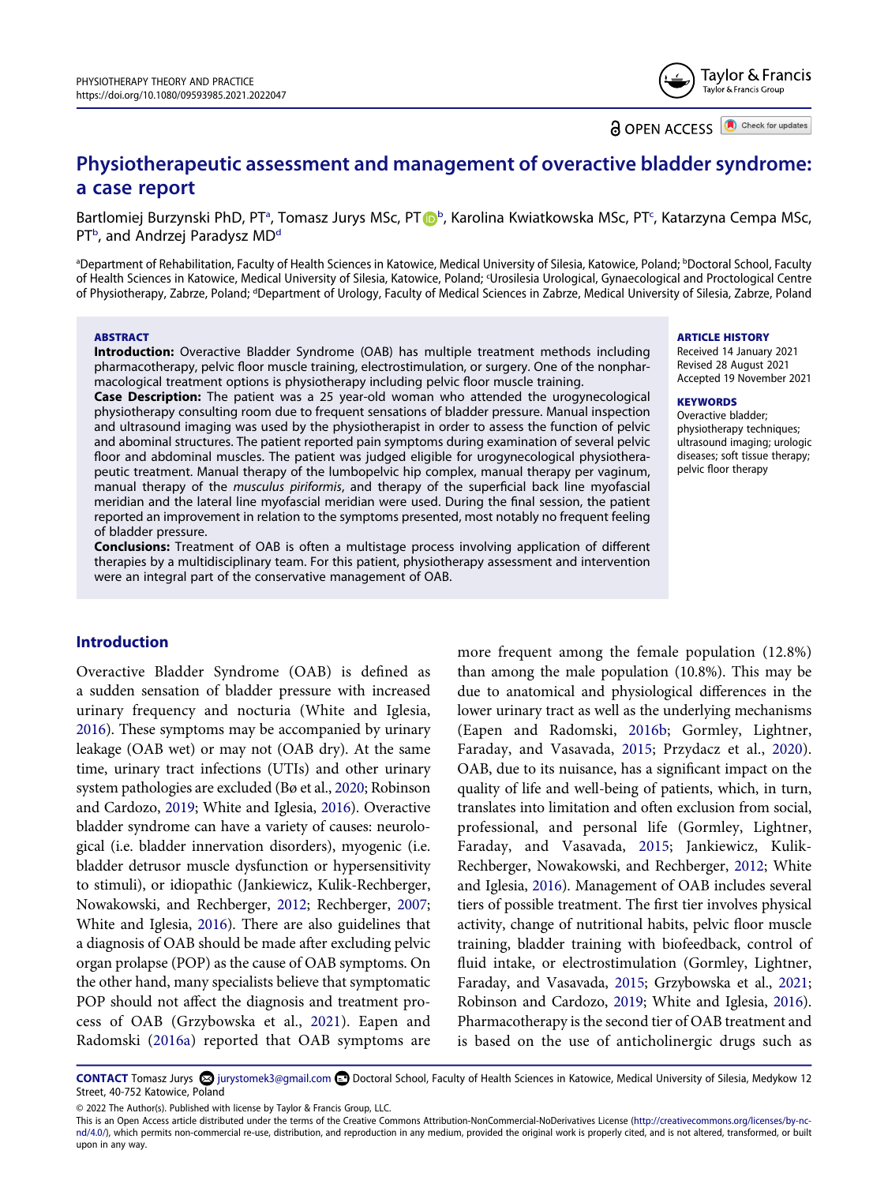# Physiotherapeutic assessment and management of overactive bladder syndrome: a case report

Bartlomiej Burzynski PhD, PT[a], Tomasz Jurys MSc, PT[b], Karolina Kwiatkowska MSc, PT[c], Katarzyna Cempa MSc, PT[b], and Andrzej Paradysz MD[d]

[a]Department of Rehabilitation, Faculty of Health Sciences in Katowice, Medical University of Silesia, Katowice, Poland; [b]Doctoral School, Faculty of Health Sciences in Katowice, Medical University of Silesia, Katowice, Poland; [c]Urosilesia Urological, Gynaecological and Proctological Centre of Physiotherapy, Zabrze, Poland; [d]Department of Urology, Faculty of Medical Sciences in Zabrze, Medical University of Silesia, Zabrze, Poland

## ABSTRACT

**Introduction:** Overactive Bladder Syndrome (OAB) has multiple treatment methods including pharmacotherapy, pelvic floor muscle training, electrostimulation, or surgery. One of the nonpharmacological treatment options is physiotherapy including pelvic floor muscle training.
**Case Description:** The patient was a 25 year-old woman who attended the urogynecological physiotherapy consulting room due to frequent sensations of bladder pressure. Manual inspection and ultrasound imaging was used by the physiotherapist in order to assess the function of pelvic and abominal structures. The patient reported pain symptoms during examination of several pelvic floor and abdominal muscles. The patient was judged eligible for urogynecological physiotherapeutic treatment. Manual therapy of the lumbopelvic hip complex, manual therapy per vaginum, manual therapy of the *musculus piriformis*, and therapy of the superficial back line myofascial meridian and the lateral line myofascial meridian were used. During the final session, the patient reported an improvement in relation to the symptoms presented, most notably no frequent feeling of bladder pressure.
**Conclusions:** Treatment of OAB is often a multistage process involving application of different therapies by a multidisciplinary team. For this patient, physiotherapy assessment and intervention were an integral part of the conservative management of OAB.

## ARTICLE HISTORY

Received 14 January 2021
Revised 28 August 2021
Accepted 19 November 2021

## KEYWORDS

Overactive bladder; physiotherapy techniques; ultrasound imaging; urologic diseases; soft tissue therapy; pelvic floor therapy

## Introduction

Overactive Bladder Syndrome (OAB) is defined as a sudden sensation of bladder pressure with increased urinary frequency and nocturia (White and Iglesia, 2016). These symptoms may be accompanied by urinary leakage (OAB wet) or may not (OAB dry). At the same time, urinary tract infections (UTIs) and other urinary system pathologies are excluded (Bø et al., 2020; Robinson and Cardozo, 2019; White and Iglesia, 2016). Overactive bladder syndrome can have a variety of causes: neurological (i.e. bladder innervation disorders), myogenic (i.e. bladder detrusor muscle dysfunction or hypersensitivity to stimuli), or idiopathic (Jankiewicz, Kulik-Rechberger, Nowakowski, and Rechberger, 2012; Rechberger, 2007; White and Iglesia, 2016). There are also guidelines that a diagnosis of OAB should be made after excluding pelvic organ prolapse (POP) as the cause of OAB symptoms. On the other hand, many specialists believe that symptomatic POP should not affect the diagnosis and treatment process of OAB (Grzybowska et al., 2021). Eapen and Radomski (2016a) reported that OAB symptoms are more frequent among the female population (12.8%) than among the male population (10.8%). This may be due to anatomical and physiological differences in the lower urinary tract as well as the underlying mechanisms (Eapen and Radomski, 2016b; Gormley, Lightner, Faraday, and Vasavada, 2015; Przydacz et al., 2020). OAB, due to its nuisance, has a significant impact on the quality of life and well-being of patients, which, in turn, translates into limitation and often exclusion from social, professional, and personal life (Gormley, Lightner, Faraday, and Vasavada, 2015; Jankiewicz, Kulik-Rechberger, Nowakowski, and Rechberger, 2012; White and Iglesia, 2016). Management of OAB includes several tiers of possible treatment. The first tier involves physical activity, change of nutritional habits, pelvic floor muscle training, bladder training with biofeedback, control of fluid intake, or electrostimulation (Gormley, Lightner, Faraday, and Vasavada, 2015; Grzybowska et al., 2021; Robinson and Cardozo, 2019; White and Iglesia, 2016). Pharmacotherapy is the second tier of OAB treatment and is based on the use of anticholinergic drugs such as

**CONTACT** Tomasz Jurys jurystomek3@gmail.com Doctoral School, Faculty of Health Sciences in Katowice, Medical University of Silesia, Medykow 12 Street, 40-752 Katowice, Poland

© 2022 The Author(s). Published with license by Taylor & Francis Group, LLC.
This is an Open Access article distributed under the terms of the Creative Commons Attribution-NonCommercial-NoDerivatives License (http://creativecommons.org/licenses/by-nc-nd/4.0/), which permits non-commercial re-use, distribution, and reproduction in any medium, provided the original work is properly cited, and is not altered, transformed, or built upon in any way.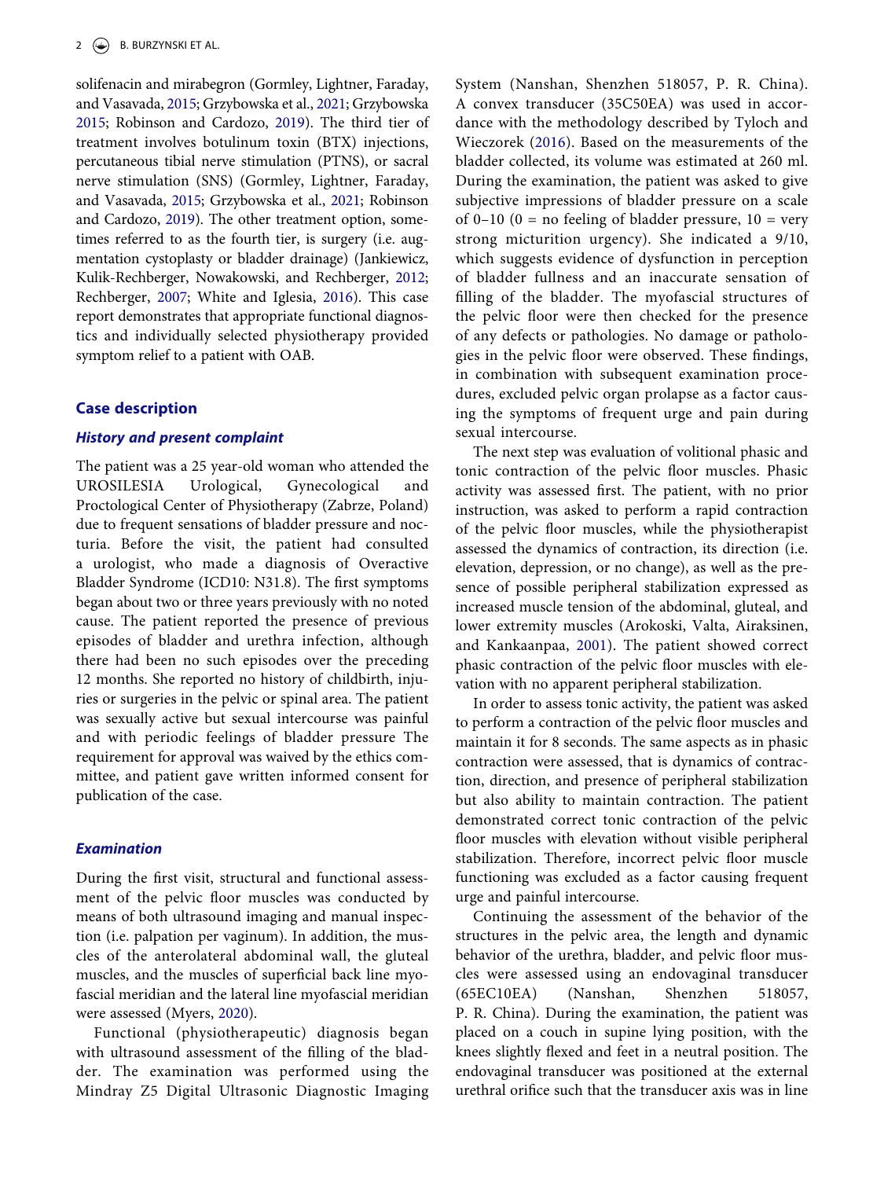solifenacin and mirabegron (Gormley, Lightner, Faraday, and Vasavada, 2015; Grzybowska et al., 2021; Grzybowska 2015; Robinson and Cardozo, 2019). The third tier of treatment involves botulinum toxin (BTX) injections, percutaneous tibial nerve stimulation (PTNS), or sacral nerve stimulation (SNS) (Gormley, Lightner, Faraday, and Vasavada, 2015; Grzybowska et al., 2021; Robinson and Cardozo, 2019). The other treatment option, sometimes referred to as the fourth tier, is surgery (i.e. augmentation cystoplasty or bladder drainage) (Jankiewicz, Kulik-Rechberger, Nowakowski, and Rechberger, 2012; Rechberger, 2007; White and Iglesia, 2016). This case report demonstrates that appropriate functional diagnostics and individually selected physiotherapy provided symptom relief to a patient with OAB.

## Case description

### *History and present complaint*

The patient was a 25 year-old woman who attended the UROSILESIA Urological, Gynecological and Proctological Center of Physiotherapy (Zabrze, Poland) due to frequent sensations of bladder pressure and nocturia. Before the visit, the patient had consulted a urologist, who made a diagnosis of Overactive Bladder Syndrome (ICD10: N31.8). The first symptoms began about two or three years previously with no noted cause. The patient reported the presence of previous episodes of bladder and urethra infection, although there had been no such episodes over the preceding 12 months. She reported no history of childbirth, injuries or surgeries in the pelvic or spinal area. The patient was sexually active but sexual intercourse was painful and with periodic feelings of bladder pressure The requirement for approval was waived by the ethics committee, and patient gave written informed consent for publication of the case.

### *Examination*

During the first visit, structural and functional assessment of the pelvic floor muscles was conducted by means of both ultrasound imaging and manual inspection (i.e. palpation per vaginum). In addition, the muscles of the anterolateral abdominal wall, the gluteal muscles, and the muscles of superficial back line myofascial meridian and the lateral line myofascial meridian were assessed (Myers, 2020).

Functional (physiotherapeutic) diagnosis began with ultrasound assessment of the filling of the bladder. The examination was performed using the Mindray Z5 Digital Ultrasonic Diagnostic Imaging System (Nanshan, Shenzhen 518057, P. R. China). A convex transducer (35C50EA) was used in accordance with the methodology described by Tyloch and Wieczorek (2016). Based on the measurements of the bladder collected, its volume was estimated at 260 ml. During the examination, the patient was asked to give subjective impressions of bladder pressure on a scale of 0–10 (0 = no feeling of bladder pressure, 10 = very strong micturition urgency). She indicated a 9/10, which suggests evidence of dysfunction in perception of bladder fullness and an inaccurate sensation of filling of the bladder. The myofascial structures of the pelvic floor were then checked for the presence of any defects or pathologies. No damage or pathologies in the pelvic floor were observed. These findings, in combination with subsequent examination procedures, excluded pelvic organ prolapse as a factor causing the symptoms of frequent urge and pain during sexual intercourse.

The next step was evaluation of volitional phasic and tonic contraction of the pelvic floor muscles. Phasic activity was assessed first. The patient, with no prior instruction, was asked to perform a rapid contraction of the pelvic floor muscles, while the physiotherapist assessed the dynamics of contraction, its direction (i.e. elevation, depression, or no change), as well as the presence of possible peripheral stabilization expressed as increased muscle tension of the abdominal, gluteal, and lower extremity muscles (Arokoski, Valta, Airaksinen, and Kankaanpaa, 2001). The patient showed correct phasic contraction of the pelvic floor muscles with elevation with no apparent peripheral stabilization.

In order to assess tonic activity, the patient was asked to perform a contraction of the pelvic floor muscles and maintain it for 8 seconds. The same aspects as in phasic contraction were assessed, that is dynamics of contraction, direction, and presence of peripheral stabilization but also ability to maintain contraction. The patient demonstrated correct tonic contraction of the pelvic floor muscles with elevation without visible peripheral stabilization. Therefore, incorrect pelvic floor muscle functioning was excluded as a factor causing frequent urge and painful intercourse.

Continuing the assessment of the behavior of the structures in the pelvic area, the length and dynamic behavior of the urethra, bladder, and pelvic floor muscles were assessed using an endovaginal transducer (65EC10EA) (Nanshan, Shenzhen 518057, P. R. China). During the examination, the patient was placed on a couch in supine lying position, with the knees slightly flexed and feet in a neutral position. The endovaginal transducer was positioned at the external urethral orifice such that the transducer axis was in line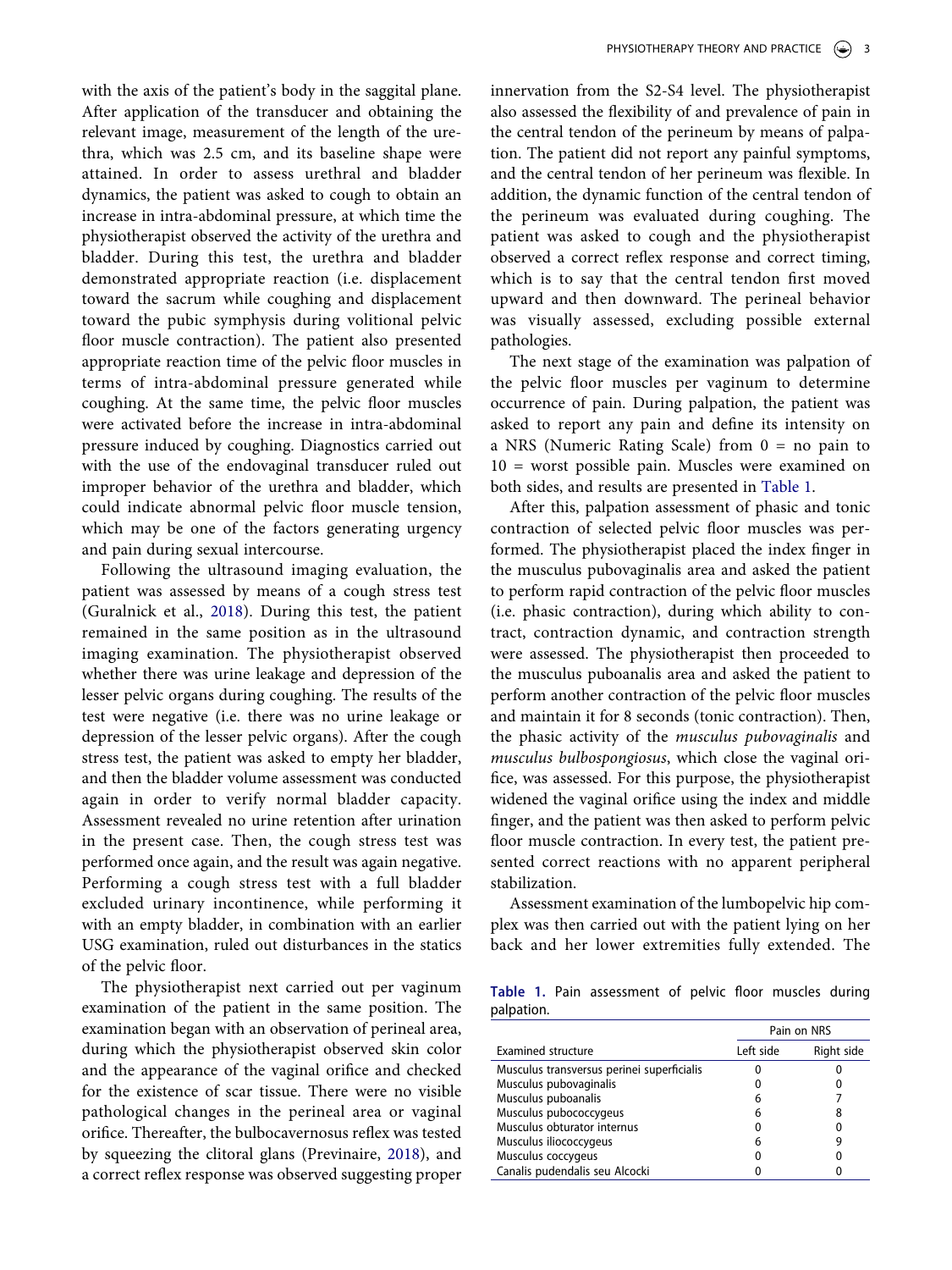with the axis of the patient's body in the saggital plane. After application of the transducer and obtaining the relevant image, measurement of the length of the urethra, which was 2.5 cm, and its baseline shape were attained. In order to assess urethral and bladder dynamics, the patient was asked to cough to obtain an increase in intra-abdominal pressure, at which time the physiotherapist observed the activity of the urethra and bladder. During this test, the urethra and bladder demonstrated appropriate reaction (i.e. displacement toward the sacrum while coughing and displacement toward the pubic symphysis during volitional pelvic floor muscle contraction). The patient also presented appropriate reaction time of the pelvic floor muscles in terms of intra-abdominal pressure generated while coughing. At the same time, the pelvic floor muscles were activated before the increase in intra-abdominal pressure induced by coughing. Diagnostics carried out with the use of the endovaginal transducer ruled out improper behavior of the urethra and bladder, which could indicate abnormal pelvic floor muscle tension, which may be one of the factors generating urgency and pain during sexual intercourse.

Following the ultrasound imaging evaluation, the patient was assessed by means of a cough stress test (Guralnick et al., 2018). During this test, the patient remained in the same position as in the ultrasound imaging examination. The physiotherapist observed whether there was urine leakage and depression of the lesser pelvic organs during coughing. The results of the test were negative (i.e. there was no urine leakage or depression of the lesser pelvic organs). After the cough stress test, the patient was asked to empty her bladder, and then the bladder volume assessment was conducted again in order to verify normal bladder capacity. Assessment revealed no urine retention after urination in the present case. Then, the cough stress test was performed once again, and the result was again negative. Performing a cough stress test with a full bladder excluded urinary incontinence, while performing it with an empty bladder, in combination with an earlier USG examination, ruled out disturbances in the statics of the pelvic floor.

The physiotherapist next carried out per vaginum examination of the patient in the same position. The examination began with an observation of perineal area, during which the physiotherapist observed skin color and the appearance of the vaginal orifice and checked for the existence of scar tissue. There were no visible pathological changes in the perineal area or vaginal orifice. Thereafter, the bulbocavernosus reflex was tested by squeezing the clitoral glans (Previnaire, 2018), and a correct reflex response was observed suggesting proper innervation from the S2-S4 level. The physiotherapist also assessed the flexibility of and prevalence of pain in the central tendon of the perineum by means of palpation. The patient did not report any painful symptoms, and the central tendon of her perineum was flexible. In addition, the dynamic function of the central tendon of the perineum was evaluated during coughing. The patient was asked to cough and the physiotherapist observed a correct reflex response and correct timing, which is to say that the central tendon first moved upward and then downward. The perineal behavior was visually assessed, excluding possible external pathologies.

The next stage of the examination was palpation of the pelvic floor muscles per vaginum to determine occurrence of pain. During palpation, the patient was asked to report any pain and define its intensity on a NRS (Numeric Rating Scale) from 0 = no pain to 10 = worst possible pain. Muscles were examined on both sides, and results are presented in Table 1.

After this, palpation assessment of phasic and tonic contraction of selected pelvic floor muscles was performed. The physiotherapist placed the index finger in the musculus pubovaginalis area and asked the patient to perform rapid contraction of the pelvic floor muscles (i.e. phasic contraction), during which ability to contract, contraction dynamic, and contraction strength were assessed. The physiotherapist then proceeded to the musculus puboanalis area and asked the patient to perform another contraction of the pelvic floor muscles and maintain it for 8 seconds (tonic contraction). Then, the phasic activity of the *musculus pubovaginalis* and *musculus bulbospongiosus*, which close the vaginal orifice, was assessed. For this purpose, the physiotherapist widened the vaginal orifice using the index and middle finger, and the patient was then asked to perform pelvic floor muscle contraction. In every test, the patient presented correct reactions with no apparent peripheral stabilization.

Assessment examination of the lumbopelvic hip complex was then carried out with the patient lying on her back and her lower extremities fully extended. The

**Table 1.** Pain assessment of pelvic floor muscles during palpation.

| | Pain on NRS | |
|---|---|---|
| Examined structure | Left side | Right side |
| Musculus transversus perinei superficialis | 0 | 0 |
| Musculus pubovaginalis | 0 | 0 |
| Musculus puboanalis | 6 | 7 |
| Musculus pubococcygeus | 6 | 8 |
| Musculus obturator internus | 0 | 0 |
| Musculus iliococcygeus | 6 | 9 |
| Musculus coccygeus | 0 | 0 |
| Canalis pudendalis seu Alcocki | 0 | 0 |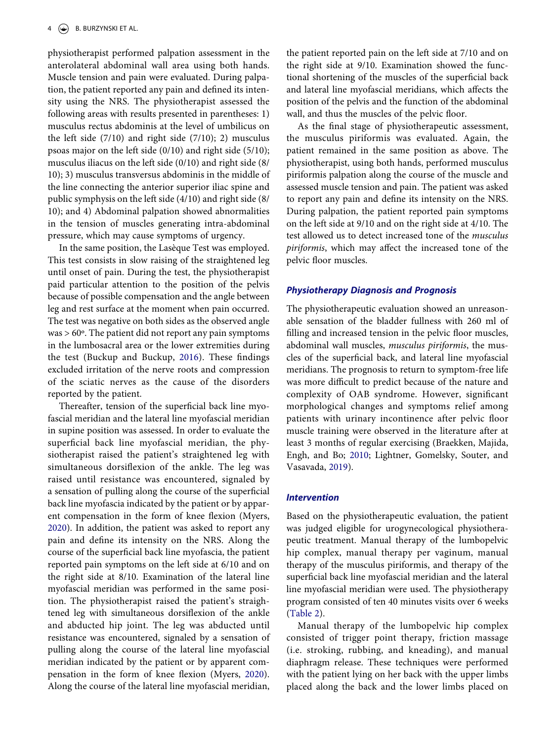physiotherapist performed palpation assessment in the anterolateral abdominal wall area using both hands. Muscle tension and pain were evaluated. During palpation, the patient reported any pain and defined its intensity using the NRS. The physiotherapist assessed the following areas with results presented in parentheses: 1) musculus rectus abdominis at the level of umbilicus on the left side (7/10) and right side (7/10); 2) musculus psoas major on the left side (0/10) and right side (5/10); musculus iliacus on the left side (0/10) and right side (8/10); 3) musculus transversus abdominis in the middle of the line connecting the anterior superior iliac spine and public symphysis on the left side (4/10) and right side (8/10); and 4) Abdominal palpation showed abnormalities in the tension of muscles generating intra-abdominal pressure, which may cause symptoms of urgency.

In the same position, the Lasèque Test was employed. This test consists in slow raising of the straightened leg until onset of pain. During the test, the physiotherapist paid particular attention to the position of the pelvis because of possible compensation and the angle between leg and rest surface at the moment when pain occurred. The test was negative on both sides as the observed angle was > 60º. The patient did not report any pain symptoms in the lumbosacral area or the lower extremities during the test (Buckup and Buckup, 2016). These findings excluded irritation of the nerve roots and compression of the sciatic nerves as the cause of the disorders reported by the patient.

Thereafter, tension of the superficial back line myofascial meridian and the lateral line myofascial meridian in supine position was assessed. In order to evaluate the superficial back line myofascial meridian, the physiotherapist raised the patient's straightened leg with simultaneous dorsiflexion of the ankle. The leg was raised until resistance was encountered, signaled by a sensation of pulling along the course of the superficial back line myofascia indicated by the patient or by apparent compensation in the form of knee flexion (Myers, 2020). In addition, the patient was asked to report any pain and define its intensity on the NRS. Along the course of the superficial back line myofascia, the patient reported pain symptoms on the left side at 6/10 and on the right side at 8/10. Examination of the lateral line myofascial meridian was performed in the same position. The physiotherapist raised the patient's straightened leg with simultaneous dorsiflexion of the ankle and abducted hip joint. The leg was abducted until resistance was encountered, signaled by a sensation of pulling along the course of the lateral line myofascial meridian indicated by the patient or by apparent compensation in the form of knee flexion (Myers, 2020). Along the course of the lateral line myofascial meridian, the patient reported pain on the left side at 7/10 and on the right side at 9/10. Examination showed the functional shortening of the muscles of the superficial back and lateral line myofascial meridians, which affects the position of the pelvis and the function of the abdominal wall, and thus the muscles of the pelvic floor.

As the final stage of physiotherapeutic assessment, the musculus piriformis was evaluated. Again, the patient remained in the same position as above. The physiotherapist, using both hands, performed musculus piriformis palpation along the course of the muscle and assessed muscle tension and pain. The patient was asked to report any pain and define its intensity on the NRS. During palpation, the patient reported pain symptoms on the left side at 9/10 and on the right side at 4/10. The test allowed us to detect increased tone of the *musculus piriformis*, which may affect the increased tone of the pelvic floor muscles.

### Physiotherapy Diagnosis and Prognosis

The physiotherapeutic evaluation showed an unreasonable sensation of the bladder fullness with 260 ml of filling and increased tension in the pelvic floor muscles, abdominal wall muscles, *musculus piriformis*, the muscles of the superficial back, and lateral line myofascial meridians. The prognosis to return to symptom-free life was more difficult to predict because of the nature and complexity of OAB syndrome. However, significant morphological changes and symptoms relief among patients with urinary incontinence after pelvic floor muscle training were observed in the literature after at least 3 months of regular exercising (Braekken, Majida, Engh, and Bo; 2010; Lightner, Gomelsky, Souter, and Vasavada, 2019).

### Intervention

Based on the physiotherapeutic evaluation, the patient was judged eligible for urogynecological physiotherapeutic treatment. Manual therapy of the lumbopelvic hip complex, manual therapy per vaginum, manual therapy of the musculus piriformis, and therapy of the superficial back line myofascial meridian and the lateral line myofascial meridian were used. The physiotherapy program consisted of ten 40 minutes visits over 6 weeks (Table 2).

Manual therapy of the lumbopelvic hip complex consisted of trigger point therapy, friction massage (i.e. stroking, rubbing, and kneading), and manual diaphragm release. These techniques were performed with the patient lying on her back with the upper limbs placed along the back and the lower limbs placed on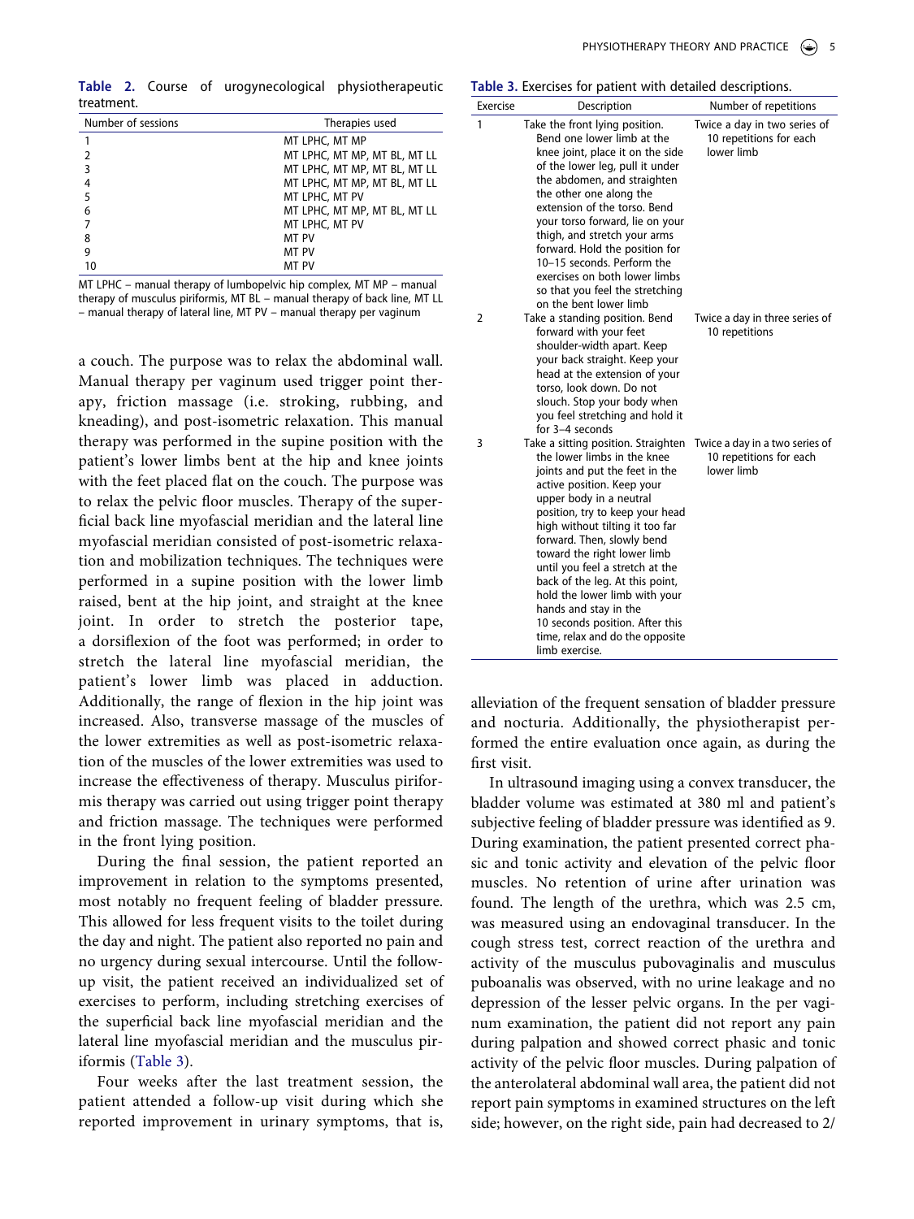**Table 2.** Course of urogynecological physiotherapeutic treatment.

| Number of sessions | Therapies used |
|---|---|
| 1 | MT LPHC, MT MP |
| 2 | MT LPHC, MT MP, MT BL, MT LL |
| 3 | MT LPHC, MT MP, MT BL, MT LL |
| 4 | MT LPHC, MT MP, MT BL, MT LL |
| 5 | MT LPHC, MT PV |
| 6 | MT LPHC, MT MP, MT BL, MT LL |
| 7 | MT LPHC, MT PV |
| 8 | MT PV |
| 9 | MT PV |
| 10 | MT PV |

MT LPHC – manual therapy of lumbopelvic hip complex, MT MP – manual therapy of musculus piriformis, MT BL – manual therapy of back line, MT LL – manual therapy of lateral line, MT PV – manual therapy per vaginum

a couch. The purpose was to relax the abdominal wall. Manual therapy per vaginum used trigger point therapy, friction massage (i.e. stroking, rubbing, and kneading), and post-isometric relaxation. This manual therapy was performed in the supine position with the patient's lower limbs bent at the hip and knee joints with the feet placed flat on the couch. The purpose was to relax the pelvic floor muscles. Therapy of the superficial back line myofascial meridian and the lateral line myofascial meridian consisted of post-isometric relaxation and mobilization techniques. The techniques were performed in a supine position with the lower limb raised, bent at the hip joint, and straight at the knee joint. In order to stretch the posterior tape, a dorsiflexion of the foot was performed; in order to stretch the lateral line myofascial meridian, the patient's lower limb was placed in adduction. Additionally, the range of flexion in the hip joint was increased. Also, transverse massage of the muscles of the lower extremities as well as post-isometric relaxation of the muscles of the lower extremities was used to increase the effectiveness of therapy. Musculus piriformis therapy was carried out using trigger point therapy and friction massage. The techniques were performed in the front lying position.

During the final session, the patient reported an improvement in relation to the symptoms presented, most notably no frequent feeling of bladder pressure. This allowed for less frequent visits to the toilet during the day and night. The patient also reported no pain and no urgency during sexual intercourse. Until the follow-up visit, the patient received an individualized set of exercises to perform, including stretching exercises of the superficial back line myofascial meridian and the lateral line myofascial meridian and the musculus piriformis (Table 3).

Four weeks after the last treatment session, the patient attended a follow-up visit during which she reported improvement in urinary symptoms, that is,

**Table 3.** Exercises for patient with detailed descriptions.

| Exercise | Description | Number of repetitions |
|---|---|---|
| 1 | Take the front lying position. Bend one lower limb at the knee joint, place it on the side of the lower leg, pull it under the abdomen, and straighten the other one along the extension of the torso. Bend your torso forward, lie on your thigh, and stretch your arms forward. Hold the position for 10–15 seconds. Perform the exercises on both lower limbs so that you feel the stretching on the bent lower limb | Twice a day in two series of 10 repetitions for each lower limb |
| 2 | Take a standing position. Bend forward with your feet shoulder-width apart. Keep your back straight. Keep your head at the extension of your torso, look down. Do not slouch. Stop your body when you feel stretching and hold it for 3–4 seconds | Twice a day in three series of 10 repetitions |
| 3 | Take a sitting position. Straighten the lower limbs in the knee joints and put the feet in the active position. Keep your upper body in a neutral position, try to keep your head high without tilting it too far forward. Then, slowly bend toward the right lower limb until you feel a stretch at the back of the leg. At this point, hold the lower limb with your hands and stay in the 10 seconds position. After this time, relax and do the opposite limb exercise. | Twice a day in a two series of 10 repetitions for each lower limb |

alleviation of the frequent sensation of bladder pressure and nocturia. Additionally, the physiotherapist performed the entire evaluation once again, as during the first visit.

In ultrasound imaging using a convex transducer, the bladder volume was estimated at 380 ml and patient's subjective feeling of bladder pressure was identified as 9. During examination, the patient presented correct phasic and tonic activity and elevation of the pelvic floor muscles. No retention of urine after urination was found. The length of the urethra, which was 2.5 cm, was measured using an endovaginal transducer. In the cough stress test, correct reaction of the urethra and activity of the musculus pubovaginalis and musculus puboanalis was observed, with no urine leakage and no depression of the lesser pelvic organs. In the per vaginum examination, the patient did not report any pain during palpation and showed correct phasic and tonic activity of the pelvic floor muscles. During palpation of the anterolateral abdominal wall area, the patient did not report pain symptoms in examined structures on the left side; however, on the right side, pain had decreased to 2/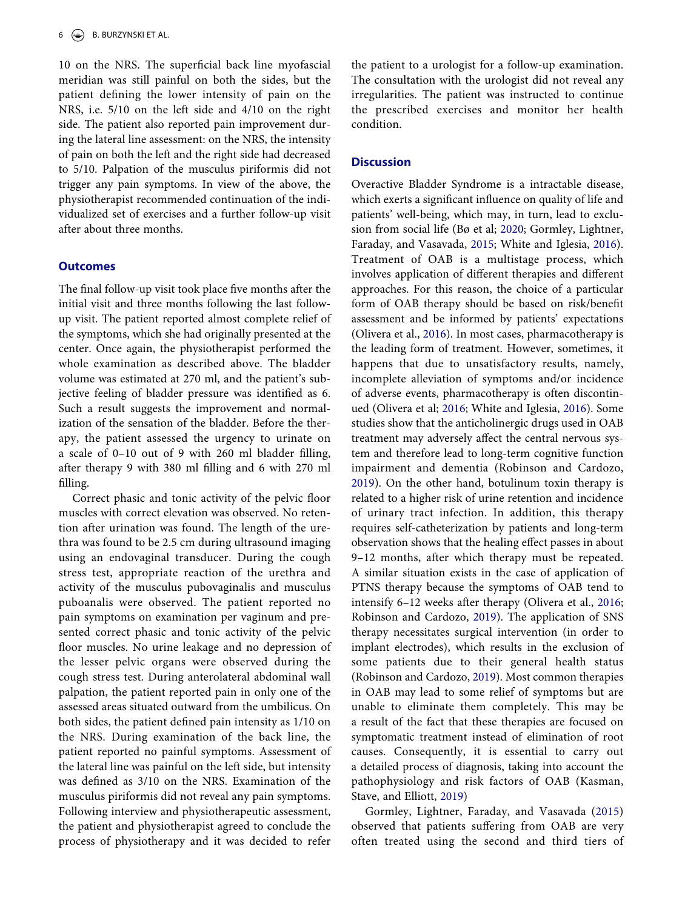10 on the NRS. The superficial back line myofascial meridian was still painful on both the sides, but the patient defining the lower intensity of pain on the NRS, i.e. 5/10 on the left side and 4/10 on the right side. The patient also reported pain improvement during the lateral line assessment: on the NRS, the intensity of pain on both the left and the right side had decreased to 5/10. Palpation of the musculus piriformis did not trigger any pain symptoms. In view of the above, the physiotherapist recommended continuation of the individualized set of exercises and a further follow-up visit after about three months.

## Outcomes

The final follow-up visit took place five months after the initial visit and three months following the last follow-up visit. The patient reported almost complete relief of the symptoms, which she had originally presented at the center. Once again, the physiotherapist performed the whole examination as described above. The bladder volume was estimated at 270 ml, and the patient's subjective feeling of bladder pressure was identified as 6. Such a result suggests the improvement and normalization of the sensation of the bladder. Before the therapy, the patient assessed the urgency to urinate on a scale of 0–10 out of 9 with 260 ml bladder filling, after therapy 9 with 380 ml filling and 6 with 270 ml filling.

Correct phasic and tonic activity of the pelvic floor muscles with correct elevation was observed. No retention after urination was found. The length of the urethra was found to be 2.5 cm during ultrasound imaging using an endovaginal transducer. During the cough stress test, appropriate reaction of the urethra and activity of the musculus pubovaginalis and musculus puboanalis were observed. The patient reported no pain symptoms on examination per vaginum and presented correct phasic and tonic activity of the pelvic floor muscles. No urine leakage and no depression of the lesser pelvic organs were observed during the cough stress test. During anterolateral abdominal wall palpation, the patient reported pain in only one of the assessed areas situated outward from the umbilicus. On both sides, the patient defined pain intensity as 1/10 on the NRS. During examination of the back line, the patient reported no painful symptoms. Assessment of the lateral line was painful on the left side, but intensity was defined as 3/10 on the NRS. Examination of the musculus piriformis did not reveal any pain symptoms. Following interview and physiotherapeutic assessment, the patient and physiotherapist agreed to conclude the process of physiotherapy and it was decided to refer the patient to a urologist for a follow-up examination. The consultation with the urologist did not reveal any irregularities. The patient was instructed to continue the prescribed exercises and monitor her health condition.

## Discussion

Overactive Bladder Syndrome is a intractable disease, which exerts a significant influence on quality of life and patients' well-being, which may, in turn, lead to exclusion from social life (Bø et al; 2020; Gormley, Lightner, Faraday, and Vasavada, 2015; White and Iglesia, 2016). Treatment of OAB is a multistage process, which involves application of different therapies and different approaches. For this reason, the choice of a particular form of OAB therapy should be based on risk/benefit assessment and be informed by patients' expectations (Olivera et al., 2016). In most cases, pharmacotherapy is the leading form of treatment. However, sometimes, it happens that due to unsatisfactory results, namely, incomplete alleviation of symptoms and/or incidence of adverse events, pharmacotherapy is often discontinued (Olivera et al; 2016; White and Iglesia, 2016). Some studies show that the anticholinergic drugs used in OAB treatment may adversely affect the central nervous system and therefore lead to long-term cognitive function impairment and dementia (Robinson and Cardozo, 2019). On the other hand, botulinum toxin therapy is related to a higher risk of urine retention and incidence of urinary tract infection. In addition, this therapy requires self-catheterization by patients and long-term observation shows that the healing effect passes in about 9–12 months, after which therapy must be repeated. A similar situation exists in the case of application of PTNS therapy because the symptoms of OAB tend to intensify 6–12 weeks after therapy (Olivera et al., 2016; Robinson and Cardozo, 2019). The application of SNS therapy necessitates surgical intervention (in order to implant electrodes), which results in the exclusion of some patients due to their general health status (Robinson and Cardozo, 2019). Most common therapies in OAB may lead to some relief of symptoms but are unable to eliminate them completely. This may be a result of the fact that these therapies are focused on symptomatic treatment instead of elimination of root causes. Consequently, it is essential to carry out a detailed process of diagnosis, taking into account the pathophysiology and risk factors of OAB (Kasman, Stave, and Elliott, 2019)

Gormley, Lightner, Faraday, and Vasavada (2015) observed that patients suffering from OAB are very often treated using the second and third tiers of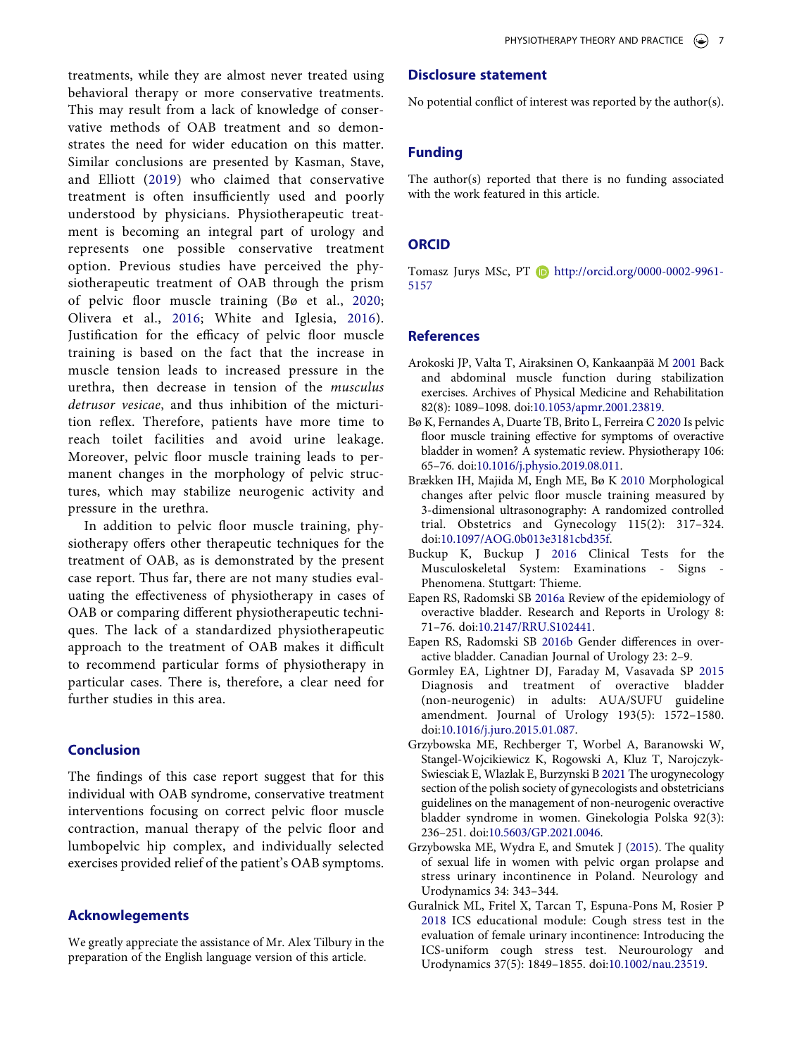treatments, while they are almost never treated using behavioral therapy or more conservative treatments. This may result from a lack of knowledge of conservative methods of OAB treatment and so demonstrates the need for wider education on this matter. Similar conclusions are presented by Kasman, Stave, and Elliott (2019) who claimed that conservative treatment is often insufficiently used and poorly understood by physicians. Physiotherapeutic treatment is becoming an integral part of urology and represents one possible conservative treatment option. Previous studies have perceived the physiotherapeutic treatment of OAB through the prism of pelvic floor muscle training (Bø et al., 2020; Olivera et al., 2016; White and Iglesia, 2016). Justification for the efficacy of pelvic floor muscle training is based on the fact that the increase in muscle tension leads to increased pressure in the urethra, then decrease in tension of the *musculus detrusor vesicae*, and thus inhibition of the micturition reflex. Therefore, patients have more time to reach toilet facilities and avoid urine leakage. Moreover, pelvic floor muscle training leads to permanent changes in the morphology of pelvic structures, which may stabilize neurogenic activity and pressure in the urethra.

In addition to pelvic floor muscle training, physiotherapy offers other therapeutic techniques for the treatment of OAB, as is demonstrated by the present case report. Thus far, there are not many studies evaluating the effectiveness of physiotherapy in cases of OAB or comparing different physiotherapeutic techniques. The lack of a standardized physiotherapeutic approach to the treatment of OAB makes it difficult to recommend particular forms of physiotherapy in particular cases. There is, therefore, a clear need for further studies in this area.

## Conclusion

The findings of this case report suggest that for this individual with OAB syndrome, conservative treatment interventions focusing on correct pelvic floor muscle contraction, manual therapy of the pelvic floor and lumbopelvic hip complex, and individually selected exercises provided relief of the patient's OAB symptoms.

## Acknowlegements

We greatly appreciate the assistance of Mr. Alex Tilbury in the preparation of the English language version of this article.

## Disclosure statement

No potential conflict of interest was reported by the author(s).

## Funding

The author(s) reported that there is no funding associated with the work featured in this article.

## ORCID

Tomasz Jurys MSc, PT http://orcid.org/0000-0002-9961-5157

## References

Arokoski JP, Valta T, Airaksinen O, Kankaanpää M 2001 Back and abdominal muscle function during stabilization exercises. Archives of Physical Medicine and Rehabilitation 82(8): 1089–1098. doi:10.1053/apmr.2001.23819.

Bø K, Fernandes A, Duarte TB, Brito L, Ferreira C 2020 Is pelvic floor muscle training effective for symptoms of overactive bladder in women? A systematic review. Physiotherapy 106: 65–76. doi:10.1016/j.physio.2019.08.011.

Brækken IH, Majida M, Engh ME, Bø K 2010 Morphological changes after pelvic floor muscle training measured by 3-dimensional ultrasonography: A randomized controlled trial. Obstetrics and Gynecology 115(2): 317–324. doi:10.1097/AOG.0b013e3181cbd35f.

Buckup K, Buckup J 2016 Clinical Tests for the Musculoskeletal System: Examinations - Signs - Phenomena. Stuttgart: Thieme.

Eapen RS, Radomski SB 2016a Review of the epidemiology of overactive bladder. Research and Reports in Urology 8: 71–76. doi:10.2147/RRU.S102441.

Eapen RS, Radomski SB 2016b Gender differences in overactive bladder. Canadian Journal of Urology 23: 2–9.

Gormley EA, Lightner DJ, Faraday M, Vasavada SP 2015 Diagnosis and treatment of overactive bladder (non-neurogenic) in adults: AUA/SUFU guideline amendment. Journal of Urology 193(5): 1572–1580. doi:10.1016/j.juro.2015.01.087.

Grzybowska ME, Rechberger T, Worbel A, Baranowski W, Stangel-Wojcikiewicz K, Rogowski A, Kluz T, Narojczyk-Swiesciak E, Wlazlak E, Burzynski B 2021 The urogynecology section of the polish society of gynecologists and obstetricians guidelines on the management of non-neurogenic overactive bladder syndrome in women. Ginekologia Polska 92(3): 236–251. doi:10.5603/GP.2021.0046.

Grzybowska ME, Wydra E, and Smutek J (2015). The quality of sexual life in women with pelvic organ prolapse and stress urinary incontinence in Poland. Neurology and Urodynamics 34: 343–344.

Guralnick ML, Fritel X, Tarcan T, Espuna-Pons M, Rosier P 2018 ICS educational module: Cough stress test in the evaluation of female urinary incontinence: Introducing the ICS-uniform cough stress test. Neurourology and Urodynamics 37(5): 1849–1855. doi:10.1002/nau.23519.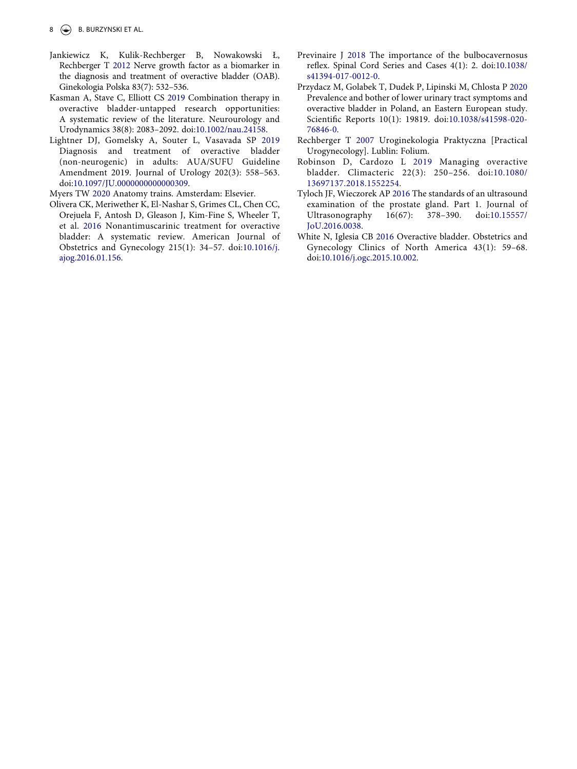Jankiewicz K, Kulik-Rechberger B, Nowakowski Ł, Rechberger T 2012 Nerve growth factor as a biomarker in the diagnosis and treatment of overactive bladder (OAB). Ginekologia Polska 83(7): 532–536.

Kasman A, Stave C, Elliott CS 2019 Combination therapy in overactive bladder-untapped research opportunities: A systematic review of the literature. Neurourology and Urodynamics 38(8): 2083–2092. doi:10.1002/nau.24158.

Lightner DJ, Gomelsky A, Souter L, Vasavada SP 2019 Diagnosis and treatment of overactive bladder (non-neurogenic) in adults: AUA/SUFU Guideline Amendment 2019. Journal of Urology 202(3): 558–563. doi:10.1097/JU.0000000000000309.

Myers TW 2020 Anatomy trains. Amsterdam: Elsevier.

Olivera CK, Meriwether K, El-Nashar S, Grimes CL, Chen CC, Orejuela F, Antosh D, Gleason J, Kim-Fine S, Wheeler T, et al. 2016 Nonantimuscarinic treatment for overactive bladder: A systematic review. American Journal of Obstetrics and Gynecology 215(1): 34–57. doi:10.1016/j.ajog.2016.01.156.

Previnaire J 2018 The importance of the bulbocavernosus reflex. Spinal Cord Series and Cases 4(1): 2. doi:10.1038/s41394-017-0012-0.

Przydacz M, Golabek T, Dudek P, Lipinski M, Chlosta P 2020 Prevalence and bother of lower urinary tract symptoms and overactive bladder in Poland, an Eastern European study. Scientific Reports 10(1): 19819. doi:10.1038/s41598-020-76846-0.

Rechberger T 2007 Uroginekologia Praktyczna [Practical Urogynecology]. Lublin: Folium.

Robinson D, Cardozo L 2019 Managing overactive bladder. Climacteric 22(3): 250–256. doi:10.1080/13697137.2018.1552254.

Tyloch JF, Wieczorek AP 2016 The standards of an ultrasound examination of the prostate gland. Part 1. Journal of Ultrasonography 16(67): 378–390. doi:10.15557/JoU.2016.0038.

White N, Iglesia CB 2016 Overactive bladder. Obstetrics and Gynecology Clinics of North America 43(1): 59–68. doi:10.1016/j.ogc.2015.10.002.